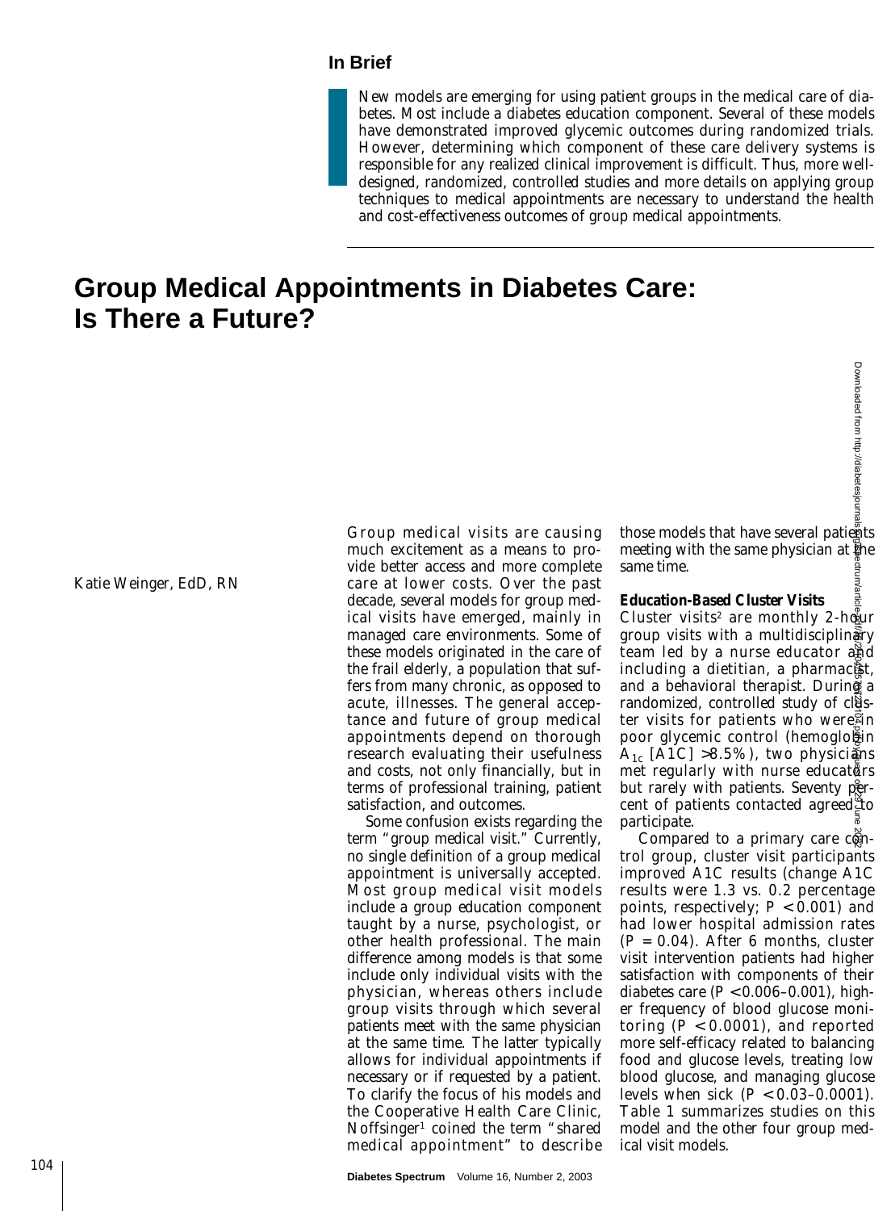## In Brief

New models are emerging for using patient groups in the medical care of diabetes. Most include a diabetes education component. Several of these models have demonstrated improved glycemic outcomes during randomized trials. However, determining which component of these care delivery systems is responsible for any realized clinical improvement is difficult. Thus, more well-designed, randomized, controlled studies and more details on applying group techniques to medical appointments are necessary to understand the health and cost-effectiveness outcomes of group medical appointments.

# Group Medical Appointments in Diabetes Care: Is There a Future?

*Katie Weinger, EdD, RN*

Group medical visits are causing much excitement as a means to provide better access and more complete care at lower costs. Over the past decade, several models for group medical visits have emerged, mainly in managed care environments. Some of these models originated in the care of the frail elderly, a population that suffers from many chronic, as opposed to acute, illnesses. The general acceptance and future of group medical appointments depend on thorough research evaluating their usefulness and costs, not only financially, but in terms of professional training, patient satisfaction, and outcomes.

Some confusion exists regarding the term "group medical visit." Currently, no single definition of a group medical appointment is universally accepted. Most group medical visit models include a group education component taught by a nurse, psychologist, or other health professional. The main difference among models is that some include only individual visits with the physician, whereas others include group visits through which several patients meet with the same physician at the same time. The latter typically allows for individual appointments if necessary or if requested by a patient. To clarify the focus of his models and the Cooperative Health Care Clinic, Noffsinger[1] coined the term "shared medical appointment" to describe those models that have several patients meeting with the same physician at the same time.

### Education-Based Cluster Visits

Cluster visits[2] are monthly 2-hour group visits with a multidisciplinary team led by a nurse educator and including a dietitian, a pharmacist, and a behavioral therapist. During a randomized, controlled study of cluster visits for patients who were in poor glycemic control (hemoglobin $A_{1c}$ [A1C] >8.5%), two physicians met regularly with nurse educators but rarely with patients. Seventy percent of patients contacted agreed to participate.

Compared to a primary care control group, cluster visit participants improved A1C results (change A1C results were 1.3 vs. 0.2 percentage points, respectively; $P < 0.001$) and had lower hospital admission rates ($P = 0.04$). After 6 months, cluster visit intervention patients had higher satisfaction with components of their diabetes care ($P < 0.006$–$0.001$), higher frequency of blood glucose monitoring ($P < 0.0001$), and reported more self-efficacy related to balancing food and glucose levels, treating low blood glucose, and managing glucose levels when sick ($P < 0.03$–$0.0001$). Table 1 summarizes studies on this model and the other four group medical visit models.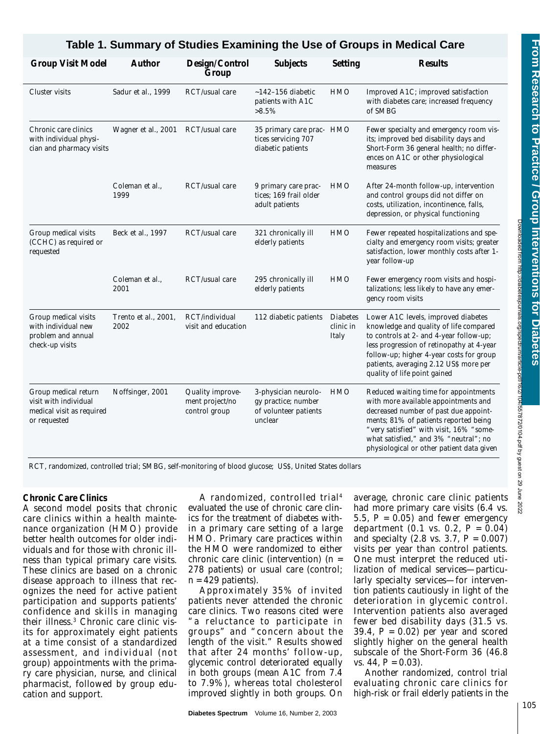## Table 1. Summary of Studies Examining the Use of Groups in Medical Care

| Group Visit Model | Author | Design/Control Group | Subjects | Setting | Results |
|---|---|---|---|---|---|
| Cluster visits | Sadur et al., 1999 | RCT/usual care | ~142–156 diabetic patients with A1C >8.5% | HMO | Improved A1C; improved satisfaction with diabetes care; increased frequency of SMBG |
| Chronic care clinics with individual physician and pharmacy visits | Wagner et al., 2001 | RCT/usual care | 35 primary care practices servicing 707 diabetic patients | HMO | Fewer specialty and emergency room visits; improved bed disability days and Short-Form 36 general health; no differences on A1C or other physiological measures |
| | Coleman et al., 1999 | RCT/usual care | 9 primary care practices; 169 frail older adult patients | HMO | After 24-month follow-up, intervention and control groups did not differ on costs, utilization, incontinence, falls, depression, or physical functioning |
| Group medical visits (CCHC) as required or requested | Beck et al., 1997 | RCT/usual care | 321 chronically ill elderly patients | HMO | Fewer repeated hospitalizations and specialty and emergency room visits; greater satisfaction, lower monthly costs after 1-year follow-up |
| | Coleman et al., 2001 | RCT/usual care | 295 chronically ill elderly patients | HMO | Fewer emergency room visits and hospitalizations; less likely to have any emergency room visits |
| Group medical visits with individual new problem and annual check-up visits | Trento et al., 2001, 2002 | RCT/individual visit and education | 112 diabetic patients | Diabetes clinic in Italy | Lower A1C levels, improved diabetes knowledge and quality of life compared to controls at 2- and 4-year follow-up; less progression of retinopathy at 4-year follow-up; higher 4-year costs for group patients, averaging 2.12 US$ more per quality of life point gained |
| Group medical return visit with individual medical visit as required or requested | Noffsinger, 2001 | Quality improvement project/no control group | 3-physician neurology practice; number of volunteer patients unclear | HMO | Reduced waiting time for appointments with more available appointments and decreased number of past due appointments; 81% of patients reported being "very satisfied" with visit, 16% "somewhat satisfied," and 3% "neutral"; no physiological or other patient data given |

RCT, randomized, controlled trial; SMBG, self-monitoring of blood glucose; US$, United States dollars

### Chronic Care Clinics

A second model posits that chronic care clinics within a health maintenance organization (HMO) provide better health outcomes for older individuals and for those with chronic illness than typical primary care visits. These clinics are based on a chronic disease approach to illness that recognizes the need for active patient participation and supports patients' confidence and skills in managing their illness.[3] Chronic care clinic visits for approximately eight patients at a time consist of a standardized assessment, and individual (not group) appointments with the primary care physician, nurse, and clinical pharmacist, followed by group education and support.

A randomized, controlled trial[4] evaluated the use of chronic care clinics for the treatment of diabetes within a primary care setting of a large HMO. Primary care practices within the HMO were randomized to either chronic care clinic (intervention) ($n$ = 278 patients) or usual care (control; $n$ = 429 patients).

Approximately 35% of invited patients never attended the chronic care clinics. Two reasons cited were "a reluctance to participate in groups" and "concern about the length of the visit." Results showed that after 24 months' follow-up, glycemic control deteriorated equally in both groups (mean A1C from 7.4 to 7.9%), whereas total cholesterol improved slightly in both groups. On average, chronic care clinic patients had more primary care visits (6.4 vs. 5.5, $P$ = 0.05) and fewer emergency department (0.1 vs. 0.2, $P$ = 0.04) and specialty (2.8 vs. 3.7, $P$ = 0.007) visits per year than control patients. One must interpret the reduced utilization of medical services—particularly specialty services—for intervention patients cautiously in light of the deterioration in glycemic control. Intervention patients also averaged fewer bed disability days (31.5 vs. 39.4, $P$ = 0.02) per year and scored slightly higher on the general health subscale of the Short-Form 36 (46.8 vs. 44, $P$ = 0.03).

Another randomized, control trial evaluating chronic care clinics for high-risk or frail elderly patients in the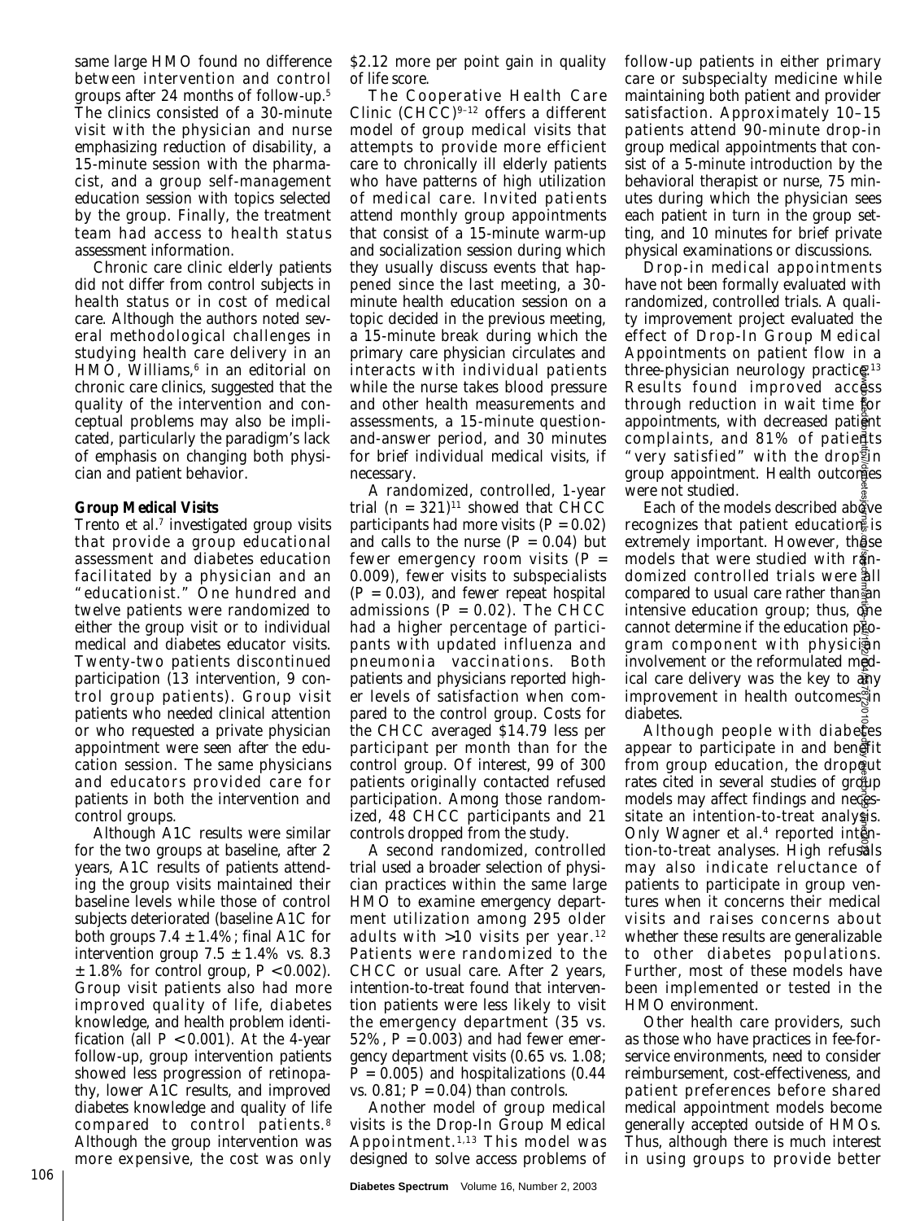same large HMO found no difference between intervention and control groups after 24 months of follow-up.[5] The clinics consisted of a 30-minute visit with the physician and nurse emphasizing reduction of disability, a 15-minute session with the pharmacist, and a group self-management education session with topics selected by the group. Finally, the treatment team had access to health status assessment information.

Chronic care clinic elderly patients did not differ from control subjects in health status or in cost of medical care. Although the authors noted several methodological challenges in studying health care delivery in an HMO, Williams,[6] in an editorial on chronic care clinics, suggested that the quality of the intervention and conceptual problems may also be implicated, particularly the paradigm's lack of emphasis on changing both physician and patient behavior.

**Group Medical Visits**

Trento et al.[7] investigated group visits that provide a group educational assessment and diabetes education facilitated by a physician and an "educationist." One hundred and twelve patients were randomized to either the group visit or to individual medical and diabetes educator visits. Twenty-two patients discontinued participation (13 intervention, 9 control group patients). Group visit patients who needed clinical attention or who requested a private physician appointment were seen after the education session. The same physicians and educators provided care for patients in both the intervention and control groups.

Although A1C results were similar for the two groups at baseline, after 2 years, A1C results of patients attending the group visits maintained their baseline levels while those of control subjects deteriorated (baseline A1C for both groups 7.4 ± 1.4%; final A1C for intervention group 7.5 ± 1.4% vs. 8.3 ± 1.8% for control group, $P < 0.002$). Group visit patients also had more improved quality of life, diabetes knowledge, and health problem identification (all $P < 0.001$). At the 4-year follow-up, group intervention patients showed less progression of retinopathy, lower A1C results, and improved diabetes knowledge and quality of life compared to control patients.[8] Although the group intervention was more expensive, the cost was only $2.12 more per point gain in quality of life score.

The Cooperative Health Care Clinic (CHCC)[9–12] offers a different model of group medical visits that attempts to provide more efficient care to chronically ill elderly patients who have patterns of high utilization of medical care. Invited patients attend monthly group appointments that consist of a 15-minute warm-up and socialization session during which they usually discuss events that happened since the last meeting, a 30-minute health education session on a topic decided in the previous meeting, a 15-minute break during which the primary care physician circulates and interacts with individual patients while the nurse takes blood pressure and other health measurements and assessments, a 15-minute question-and-answer period, and 30 minutes for brief individual medical visits, if necessary.

A randomized, controlled, 1-year trial ($n = 321$)[11] showed that CHCC participants had more visits ($P = 0.02$) and calls to the nurse ($P = 0.04$) but fewer emergency room visits ($P = 0.009$), fewer visits to subspecialists ($P = 0.03$), and fewer repeat hospital admissions ($P = 0.02$). The CHCC had a higher percentage of participants with updated influenza and pneumonia vaccinations. Both patients and physicians reported higher levels of satisfaction when compared to the control group. Costs for the CHCC averaged $14.79 less per participant per month than for the control group. Of interest, 99 of 300 patients originally contacted refused participation. Among those randomized, 48 CHCC participants and 21 controls dropped from the study.

A second randomized, controlled trial used a broader selection of physician practices within the same large HMO to examine emergency department utilization among 295 older adults with >10 visits per year.[12] Patients were randomized to the CHCC or usual care. After 2 years, intention-to-treat found that intervention patients were less likely to visit the emergency department (35 vs. 52%, $P = 0.003$) and had fewer emergency department visits (0.65 vs. 1.08; $P = 0.005$) and hospitalizations (0.44 vs. 0.81; $P = 0.04$) than controls.

Another model of group medical visits is the Drop-In Group Medical Appointment.[1,13] This model was designed to solve access problems of follow-up patients in either primary care or subspecialty medicine while maintaining both patient and provider satisfaction. Approximately 10–15 patients attend 90-minute drop-in group medical appointments that consist of a 5-minute introduction by the behavioral therapist or nurse, 75 minutes during which the physician sees each patient in turn in the group setting, and 10 minutes for brief private physical examinations or discussions.

Drop-in medical appointments have not been formally evaluated with randomized, controlled trials. A quality improvement project evaluated the effect of Drop-In Group Medical Appointments on patient flow in a three-physician neurology practice.[13] Results found improved access through reduction in wait time for appointments, with decreased patient complaints, and 81% of patients "very satisfied" with the drop-in group appointment. Health outcomes were not studied.

Each of the models described above recognizes that patient education is extremely important. However, those models that were studied with randomized controlled trials were all compared to usual care rather than an intensive education group; thus, one cannot determine if the education program component with physician involvement or the reformulated medical care delivery was the key to any improvement in health outcomes in diabetes.

Although people with diabetes appear to participate in and benefit from group education, the dropout rates cited in several studies of group models may affect findings and necessitate an intention-to-treat analysis. Only Wagner et al.[4] reported intention-to-treat analyses. High refusals may also indicate reluctance of patients to participate in group ventures when it concerns their medical visits and raises concerns about whether these results are generalizable to other diabetes populations. Further, most of these models have been implemented or tested in the HMO environment.

Other health care providers, such as those who have practices in fee-for-service environments, need to consider reimbursement, cost-effectiveness, and patient preferences before shared medical appointment models become generally accepted outside of HMOs. Thus, although there is much interest in using groups to provide better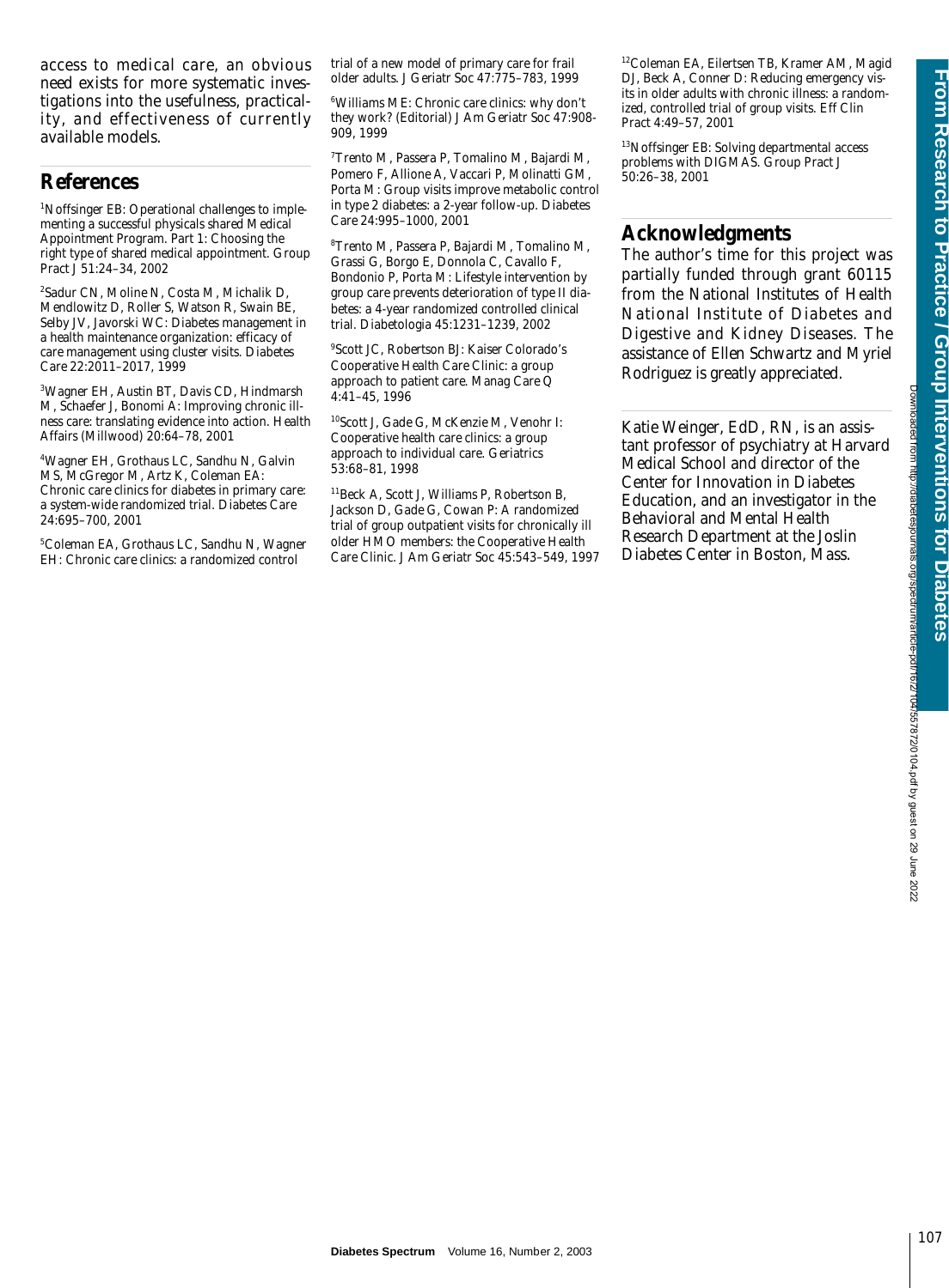access to medical care, an obvious need exists for more systematic investigations into the usefulness, practicality, and effectiveness of currently available models.

## References

[1]Noffsinger EB: Operational challenges to implementing a successful physicals shared Medical Appointment Program. Part 1: Choosing the right type of shared medical appointment. Group Pract J 51:24–34, 2002

[2]Sadur CN, Moline N, Costa M, Michalik D, Mendlowitz D, Roller S, Watson R, Swain BE, Selby JV, Javorski WC: Diabetes management in a health maintenance organization: efficacy of care management using cluster visits. Diabetes Care 22:2011–2017, 1999

[3]Wagner EH, Austin BT, Davis CD, Hindmarsh M, Schaefer J, Bonomi A: Improving chronic illness care: translating evidence into action. Health Affairs (Millwood) 20:64–78, 2001

[4]Wagner EH, Grothaus LC, Sandhu N, Galvin MS, McGregor M, Artz K, Coleman EA: Chronic care clinics for diabetes in primary care: a system-wide randomized trial. Diabetes Care 24:695–700, 2001

[5]Coleman EA, Grothaus LC, Sandhu N, Wagner EH: Chronic care clinics: a randomized control trial of a new model of primary care for frail older adults. J Geriatr Soc 47:775–783, 1999

[6]Williams ME: Chronic care clinics: why don't they work? (Editorial) J Am Geriatr Soc 47:908-909, 1999

[7]Trento M, Passera P, Tomalino M, Bajardi M, Pomero F, Allione A, Vaccari P, Molinatti GM, Porta M: Group visits improve metabolic control in type 2 diabetes: a 2-year follow-up. Diabetes Care 24:995–1000, 2001

[8]Trento M, Passera P, Bajardi M, Tomalino M, Grassi G, Borgo E, Donnola C, Cavallo F, Bondonio P, Porta M: Lifestyle intervention by group care prevents deterioration of type II diabetes: a 4-year randomized controlled clinical trial. Diabetologia 45:1231–1239, 2002

[9]Scott JC, Robertson BJ: Kaiser Colorado's Cooperative Health Care Clinic: a group approach to patient care. Manag Care Q 4:41–45, 1996

[10]Scott J, Gade G, McKenzie M, Venohr I: Cooperative health care clinics: a group approach to individual care. Geriatrics 53:68–81, 1998

[11]Beck A, Scott J, Williams P, Robertson B, Jackson D, Gade G, Cowan P: A randomized trial of group outpatient visits for chronically ill older HMO members: the Cooperative Health Care Clinic. J Am Geriatr Soc 45:543–549, 1997

[12]Coleman EA, Eilertsen TB, Kramer AM, Magid DJ, Beck A, Conner D: Reducing emergency visits in older adults with chronic illness: a randomized, controlled trial of group visits. Eff Clin Pract 4:49–57, 2001

[13]Noffsinger EB: Solving departmental access problems with DIGMAS. Group Pract J 50:26–38, 2001

## Acknowledgments

The author's time for this project was partially funded through grant 60115 from the National Institutes of Health National Institute of Diabetes and Digestive and Kidney Diseases. The assistance of Ellen Schwartz and Myriel Rodriguez is greatly appreciated.

Katie Weinger, EdD, RN, is an assistant professor of psychiatry at Harvard Medical School and director of the Center for Innovation in Diabetes Education, and an investigator in the Behavioral and Mental Health Research Department at the Joslin Diabetes Center in Boston, Mass.